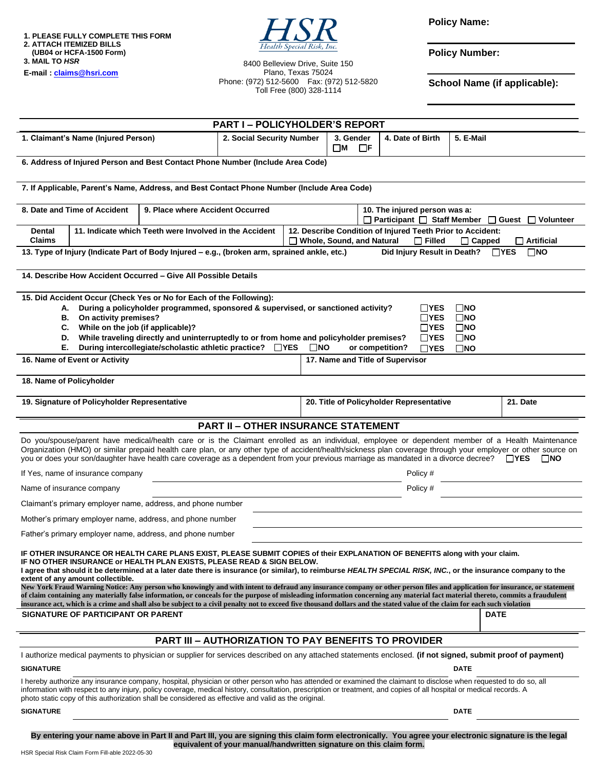1. PLEASE FULLY COMPLETE THIS FORM
2. ATTACH ITEMIZED BILLS (UB04 or HCFA-1500 Form)
3. MAIL TO *HSR*

E-mail : claims@hsri.com

**HSR**
*Health Special Risk, Inc.*

8400 Belleview Drive, Suite 150
Plano, Texas 75024
Phone: (972) 512-5600 Fax: (972) 512-5820
Toll Free (800) 328-1114

**Policy Name:**

**Policy Number:**

**School Name (if applicable):**

## PART I – POLICYHOLDER'S REPORT

| 1. Claimant's Name (Injured Person) | 2. Social Security Number | 3. Gender ☐M ☐F | 4. Date of Birth | 5. E-Mail |
|---|---|---|---|---|
| | | | | |

**6. Address of Injured Person and Best Contact Phone Number (Include Area Code)**

**7. If Applicable, Parent's Name, Address, and Best Contact Phone Number (Include Area Code)**

| 8. Date and Time of Accident | 9. Place where Accident Occurred | 10. The injured person was a: ☐ Participant ☐ Staff Member ☐ Guest ☐ Volunteer |
|---|---|---|
| | | |

| Dental Claims | 11. Indicate which Teeth were Involved in the Accident | 12. Describe Condition of Injured Teeth Prior to Accident: ☐ Whole, Sound, and Natural ☐ Filled ☐ Capped ☐ Artificial |
|---|---|---|

**13. Type of Injury (Indicate Part of Body Injured – e.g., (broken arm, sprained ankle, etc.)** Did Injury Result in Death? ☐YES ☐NO

**14. Describe How Accident Occurred – Give All Possible Details**

**15. Did Accident Occur (Check Yes or No for Each of the Following):**

- A. During a policyholder programmed, sponsored & supervised, or sanctioned activity? ☐YES ☐NO
- B. On activity premises? ☐YES ☐NO
- C. While on the job (if applicable)? ☐YES ☐NO
- D. While traveling directly and uninterruptedly to or from home and policyholder premises? ☐YES ☐NO
- E. During intercollegiate/scholastic athletic practice? ☐YES ☐NO or competition? ☐YES ☐NO

| 16. Name of Event or Activity | 17. Name and Title of Supervisor |
|---|---|
| | |

**18. Name of Policyholder**

| 19. Signature of Policyholder Representative | 20. Title of Policyholder Representative | 21. Date |
|---|---|---|
| | | |

## PART II – OTHER INSURANCE STATEMENT

Do you/spouse/parent have medical/health care or is the Claimant enrolled as an individual, employee or dependent member of a Health Maintenance Organization (HMO) or similar prepaid health care plan, or any other type of accident/health/sickness plan coverage through your employer or other source on you or does your son/daughter have health care coverage as a dependent from your previous marriage as mandated in a divorce decree? ☐YES ☐NO

If Yes, name of insurance company ______________________ Policy # ______________

Name of insurance company ______________________ Policy # ______________

Claimant's primary employer name, address, and phone number ______________________

Mother's primary employer name, address, and phone number ______________________

Father's primary employer name, address, and phone number ______________________

**IF OTHER INSURANCE OR HEALTH CARE PLANS EXIST, PLEASE SUBMIT COPIES of their EXPLANATION OF BENEFITS along with your claim.**
**IF NO OTHER INSURANCE or HEALTH PLAN EXISTS, PLEASE READ & SIGN BELOW.**
**I agree that should it be determined at a later date there is insurance (or similar), to reimburse *HEALTH SPECIAL RISK, INC.*, or the insurance company to the extent of any amount collectible.**

**New York Fraud Warning Notice: Any person who knowingly and with intent to defraud any insurance company or other person files and application for insurance, or statement of claim containing any materially false information, or conceals for the purpose of misleading information concerning any material fact material thereto, commits a fraudulent insurance act, which is a crime and shall also be subject to a civil penalty not to exceed five thousand dollars and the stated value of the claim for each such violation**

| SIGNATURE OF PARTICIPANT OR PARENT | DATE |
|---|---|
| | |

## PART III – AUTHORIZATION TO PAY BENEFITS TO PROVIDER

I authorize medical payments to physician or supplier for services described on any attached statements enclosed. **(if not signed, submit proof of payment)**

**SIGNATURE** ______________________ **DATE** ______________

I hereby authorize any insurance company, hospital, physician or other person who has attended or examined the claimant to disclose when requested to do so, all information with respect to any injury, policy coverage, medical history, consultation, prescription or treatment, and copies of all hospital or medical records. A photo static copy of this authorization shall be considered as effective and valid as the original.

**SIGNATURE** ______________________ **DATE** ______________

**By entering your name above in Part II and Part III, you are signing this claim form electronically. You agree your electronic signature is the legal equivalent of your manual/handwritten signature on this claim form.**

HSR Special Risk Claim Form Fill-able 2022-05-30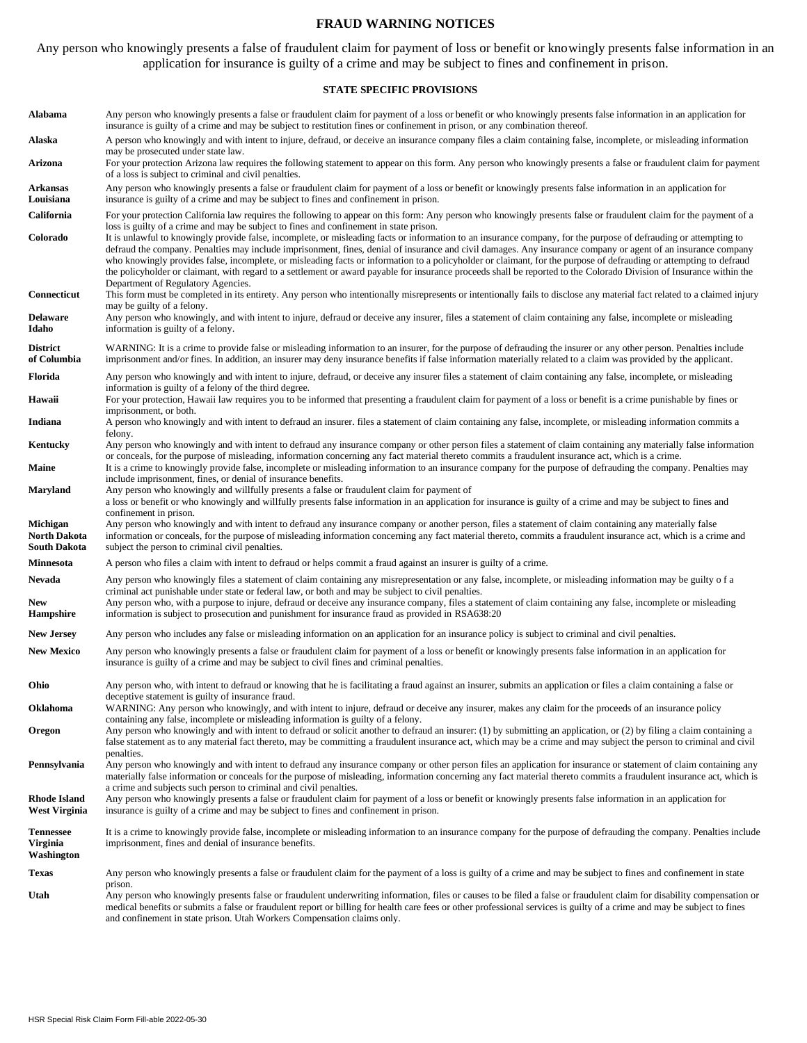# FRAUD WARNING NOTICES

Any person who knowingly presents a false of fraudulent claim for payment of loss or benefit or knowingly presents false information in an application for insurance is guilty of a crime and may be subject to fines and confinement in prison.

## STATE SPECIFIC PROVISIONS

| State | Provision |
|---|---|
| **Alabama** | Any person who knowingly presents a false or fraudulent claim for payment of a loss or benefit or who knowingly presents false information in an application for insurance is guilty of a crime and may be subject to restitution fines or confinement in prison, or any combination thereof. |
| **Alaska** | A person who knowingly and with intent to injure, defraud, or deceive an insurance company files a claim containing false, incomplete, or misleading information may be prosecuted under state law. |
| **Arizona** | For your protection Arizona law requires the following statement to appear on this form. Any person who knowingly presents a false or fraudulent claim for payment of a loss is subject to criminal and civil penalties. |
| **Arkansas Louisiana** | Any person who knowingly presents a false or fraudulent claim for payment of a loss or benefit or knowingly presents false information in an application for insurance is guilty of a crime and may be subject to fines and confinement in prison. |
| **California** | For your protection California law requires the following to appear on this form: Any person who knowingly presents false or fraudulent claim for the payment of a loss is guilty of a crime and may be subject to fines and confinement in state prison. |
| **Colorado** | It is unlawful to knowingly provide false, incomplete, or misleading facts or information to an insurance company, for the purpose of defrauding or attempting to defraud the company. Penalties may include imprisonment, fines, denial of insurance and civil damages. Any insurance company or agent of an insurance company who knowingly provides false, incomplete, or misleading facts or information to a policyholder or claimant, for the purpose of defrauding or attempting to defraud the policyholder or claimant, with regard to a settlement or award payable for insurance proceeds shall be reported to the Colorado Division of Insurance within the Department of Regulatory Agencies. |
| **Connecticut** | This form must be completed in its entirety. Any person who intentionally misrepresents or intentionally fails to disclose any material fact related to a claimed injury may be guilty of a felony. |
| **Delaware Idaho** | Any person who knowingly, and with intent to injure, defraud or deceive any insurer, files a statement of claim containing any false, incomplete or misleading information is guilty of a felony. |
| **District of Columbia** | WARNING: It is a crime to provide false or misleading information to an insurer, for the purpose of defrauding the insurer or any other person. Penalties include imprisonment and/or fines. In addition, an insurer may deny insurance benefits if false information materially related to a claim was provided by the applicant. |
| **Florida** | Any person who knowingly and with intent to injure, defraud, or deceive any insurer files a statement of claim containing any false, incomplete, or misleading information is guilty of a felony of the third degree. |
| **Hawaii** | For your protection, Hawaii law requires you to be informed that presenting a fraudulent claim for payment of a loss or benefit is a crime punishable by fines or imprisonment, or both. |
| **Indiana** | A person who knowingly and with intent to defraud an insurer. files a statement of claim containing any false, incomplete, or misleading information commits a felony. |
| **Kentucky** | Any person who knowingly and with intent to defraud any insurance company or other person files a statement of claim containing any materially false information or conceals, for the purpose of misleading, information concerning any fact material thereto commits a fraudulent insurance act, which is a crime. |
| **Maine** | It is a crime to knowingly provide false, incomplete or misleading information to an insurance company for the purpose of defrauding the company. Penalties may include imprisonment, fines, or denial of insurance benefits. |
| **Maryland** | Any person who knowingly and willfully presents a false or fraudulent claim for payment of a loss or benefit or who knowingly and willfully presents false information in an application for insurance is guilty of a crime and may be subject to fines and confinement in prison. |
| **Michigan North Dakota South Dakota** | Any person who knowingly and with intent to defraud any insurance company or another person, files a statement of claim containing any materially false information or conceals, for the purpose of misleading information concerning any fact material thereto, commits a fraudulent insurance act, which is a crime and subject the person to criminal civil penalties. |
| **Minnesota** | A person who files a claim with intent to defraud or helps commit a fraud against an insurer is guilty of a crime. |
| **Nevada** | Any person who knowingly files a statement of claim containing any misrepresentation or any false, incomplete, or misleading information may be guilty o f a criminal act punishable under state or federal law, or both and may be subject to civil penalties. |
| **New Hampshire** | Any person who, with a purpose to injure, defraud or deceive any insurance company, files a statement of claim containing any false, incomplete or misleading information is subject to prosecution and punishment for insurance fraud as provided in RSA638:20 |
| **New Jersey** | Any person who includes any false or misleading information on an application for an insurance policy is subject to criminal and civil penalties. |
| **New Mexico** | Any person who knowingly presents a false or fraudulent claim for payment of a loss or benefit or knowingly presents false information in an application for insurance is guilty of a crime and may be subject to civil fines and criminal penalties. |
| **Ohio** | Any person who, with intent to defraud or knowing that he is facilitating a fraud against an insurer, submits an application or files a claim containing a false or deceptive statement is guilty of insurance fraud. |
| **Oklahoma** | WARNING: Any person who knowingly, and with intent to injure, defraud or deceive any insurer, makes any claim for the proceeds of an insurance policy containing any false, incomplete or misleading information is guilty of a felony. |
| **Oregon** | Any person who knowingly and with intent to defraud or solicit another to defraud an insurer: (1) by submitting an application, or (2) by filing a claim containing a false statement as to any material fact thereto, may be committing a fraudulent insurance act, which may be a crime and may subject the person to criminal and civil penalties. |
| **Pennsylvania** | Any person who knowingly and with intent to defraud any insurance company or other person files an application for insurance or statement of claim containing any materially false information or conceals for the purpose of misleading, information concerning any fact material thereto commits a fraudulent insurance act, which is a crime and subjects such person to criminal and civil penalties. |
| **Rhode Island West Virginia** | Any person who knowingly presents a false or fraudulent claim for payment of a loss or benefit or knowingly presents false information in an application for insurance is guilty of a crime and may be subject to fines and confinement in prison. |
| **Tennessee Virginia Washington** | It is a crime to knowingly provide false, incomplete or misleading information to an insurance company for the purpose of defrauding the company. Penalties include imprisonment, fines and denial of insurance benefits. |
| **Texas** | Any person who knowingly presents a false or fraudulent claim for the payment of a loss is guilty of a crime and may be subject to fines and confinement in state prison. |
| **Utah** | Any person who knowingly presents false or fraudulent underwriting information, files or causes to be filed a false or fraudulent claim for disability compensation or medical benefits or submits a false or fraudulent report or billing for health care fees or other professional services is guilty of a crime and may be subject to fines and confinement in state prison. Utah Workers Compensation claims only. |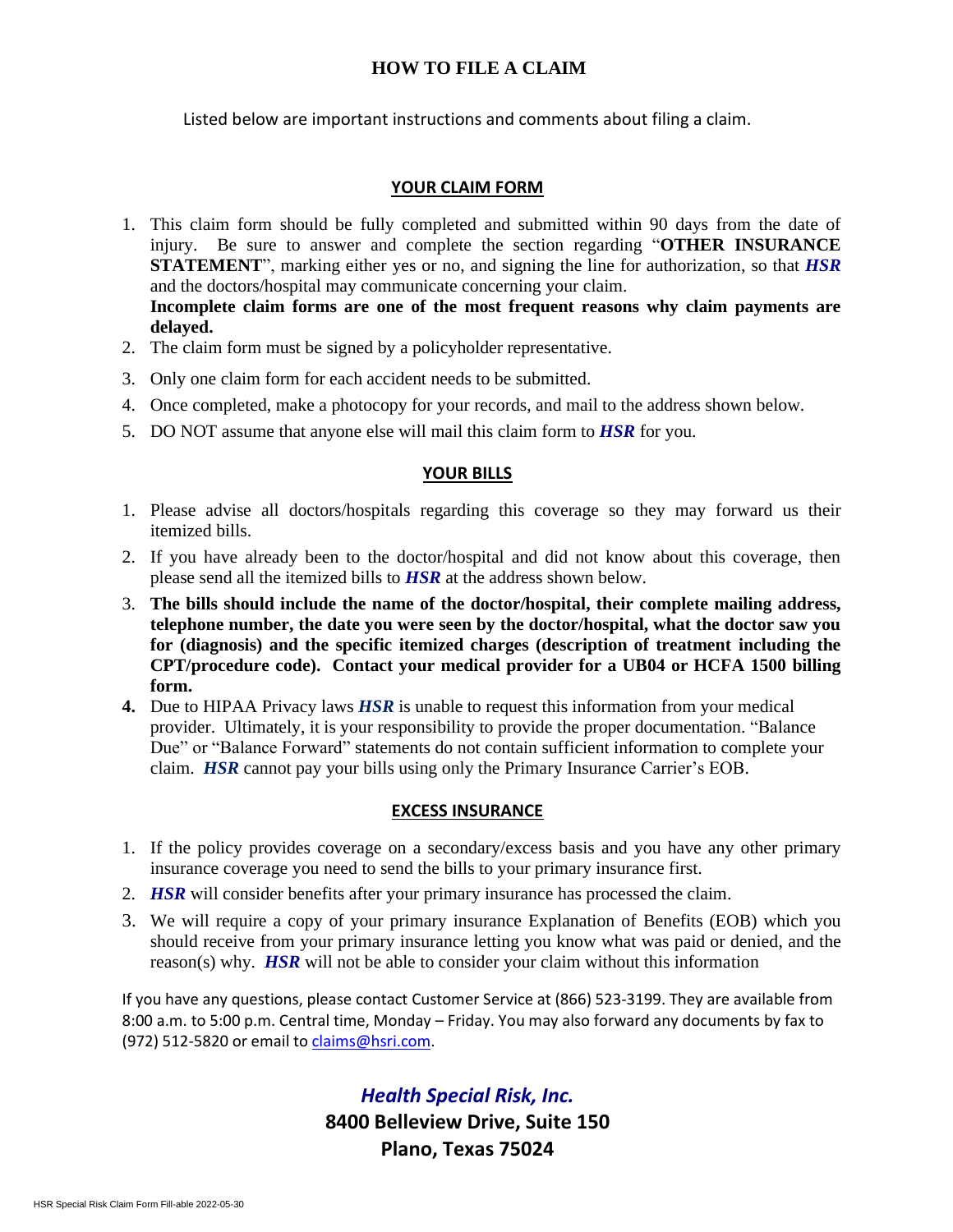# HOW TO FILE A CLAIM

Listed below are important instructions and comments about filing a claim.

## YOUR CLAIM FORM

1. This claim form should be fully completed and submitted within 90 days from the date of injury. Be sure to answer and complete the section regarding "**OTHER INSURANCE STATEMENT**", marking either yes or no, and signing the line for authorization, so that ***HSR*** and the doctors/hospital may communicate concerning your claim.
   **Incomplete claim forms are one of the most frequent reasons why claim payments are delayed.**
2. The claim form must be signed by a policyholder representative.
3. Only one claim form for each accident needs to be submitted.
4. Once completed, make a photocopy for your records, and mail to the address shown below.
5. DO NOT assume that anyone else will mail this claim form to ***HSR*** for you.

## YOUR BILLS

1. Please advise all doctors/hospitals regarding this coverage so they may forward us their itemized bills.
2. If you have already been to the doctor/hospital and did not know about this coverage, then please send all the itemized bills to ***HSR*** at the address shown below.
3. **The bills should include the name of the doctor/hospital, their complete mailing address, telephone number, the date you were seen by the doctor/hospital, what the doctor saw you for (diagnosis) and the specific itemized charges (description of treatment including the CPT/procedure code). Contact your medical provider for a UB04 or HCFA 1500 billing form.**
4. Due to HIPAA Privacy laws ***HSR*** is unable to request this information from your medical provider. Ultimately, it is your responsibility to provide the proper documentation. "Balance Due" or "Balance Forward" statements do not contain sufficient information to complete your claim. ***HSR*** cannot pay your bills using only the Primary Insurance Carrier's EOB.

## EXCESS INSURANCE

1. If the policy provides coverage on a secondary/excess basis and you have any other primary insurance coverage you need to send the bills to your primary insurance first.
2. ***HSR*** will consider benefits after your primary insurance has processed the claim.
3. We will require a copy of your primary insurance Explanation of Benefits (EOB) which you should receive from your primary insurance letting you know what was paid or denied, and the reason(s) why. ***HSR*** will not be able to consider your claim without this information

If you have any questions, please contact Customer Service at (866) 523-3199. They are available from 8:00 a.m. to 5:00 p.m. Central time, Monday – Friday. You may also forward any documents by fax to (972) 512-5820 or email to claims@hsri.com.

***Health Special Risk, Inc.***
**8400 Belleview Drive, Suite 150**
**Plano, Texas 75024**

HSR Special Risk Claim Form Fill-able 2022-05-30